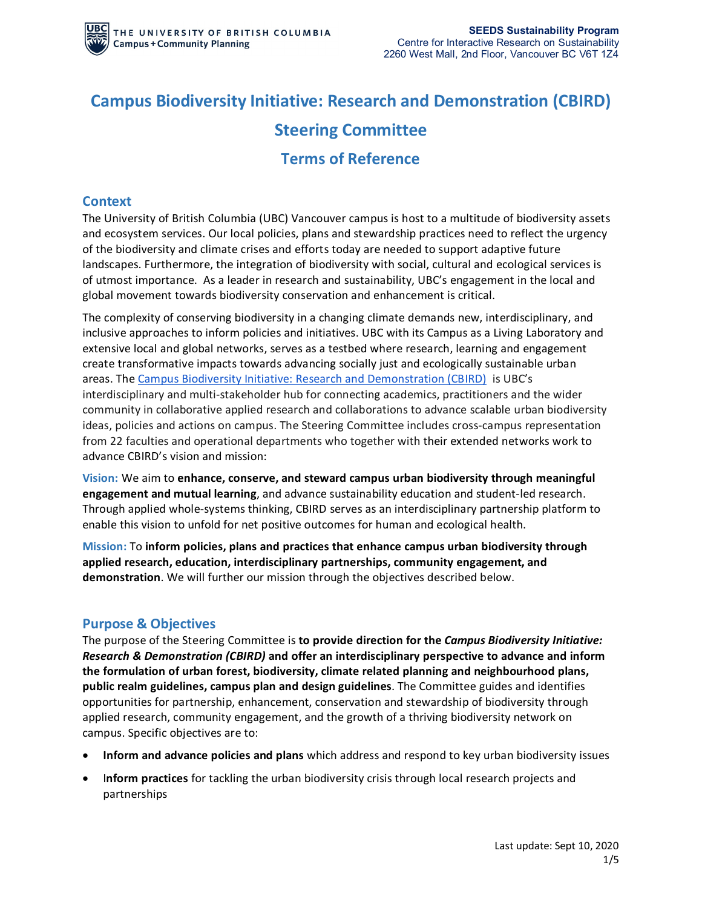# Campus Biodiversity Initiative: Research and Demonstration (CBIRD) Steering Committee

## Terms of Reference

### Context

The University of British Columbia (UBC) Vancouver campus is host to a multitude of biodiversity assets and ecosystem services. Our local policies, plans and stewardship practices need to reflect the urgency of the biodiversity and climate crises and efforts today are needed to support adaptive future landscapes. Furthermore, the integration of biodiversity with social, cultural and ecological services is of utmost importance. As a leader in research and sustainability, UBC's engagement in the local and global movement towards biodiversity conservation and enhancement is critical.

The complexity of conserving biodiversity in a changing climate demands new, interdisciplinary, and inclusive approaches to inform policies and initiatives. UBC with its Campus as a Living Laboratory and extensive local and global networks, serves as a testbed where research, learning and engagement create transformative impacts towards advancing socially just and ecologically sustainable urban areas. The Campus Biodiversity Initiative: Research and Demonstration (CBIRD) is UBC's interdisciplinary and multi-stakeholder hub for connecting academics, practitioners and the wider community in collaborative applied research and collaborations to advance scalable urban biodiversity ideas, policies and actions on campus. The Steering Committee includes cross-campus representation from 22 faculties and operational departments who together with their extended networks work to advance CBIRD's vision and mission:

**Vision:** We aim to **enhance, conserve, and steward campus urban biodiversity through meaningful engagement and mutual learning**, and advance sustainability education and student-led research. Through applied whole-systems thinking, CBIRD serves as an interdisciplinary partnership platform to enable this vision to unfold for net positive outcomes for human and ecological health.

**Mission:** To **inform policies, plans and practices that enhance campus urban biodiversity through applied research, education, interdisciplinary partnerships, community engagement, and demonstration**. We will further our mission through the objectives described below.

### Purpose & Objectives

The purpose of the Steering Committee is **to provide direction for the *Campus Biodiversity Initiative: Research & Demonstration (CBIRD)* and offer an interdisciplinary perspective to advance and inform the formulation of urban forest, biodiversity, climate related planning and neighbourhood plans, public realm guidelines, campus plan and design guidelines**. The Committee guides and identifies opportunities for partnership, enhancement, conservation and stewardship of biodiversity through applied research, community engagement, and the growth of a thriving biodiversity network on campus. Specific objectives are to:

- **Inform and advance policies and plans** which address and respond to key urban biodiversity issues
- **Inform practices** for tackling the urban biodiversity crisis through local research projects and partnerships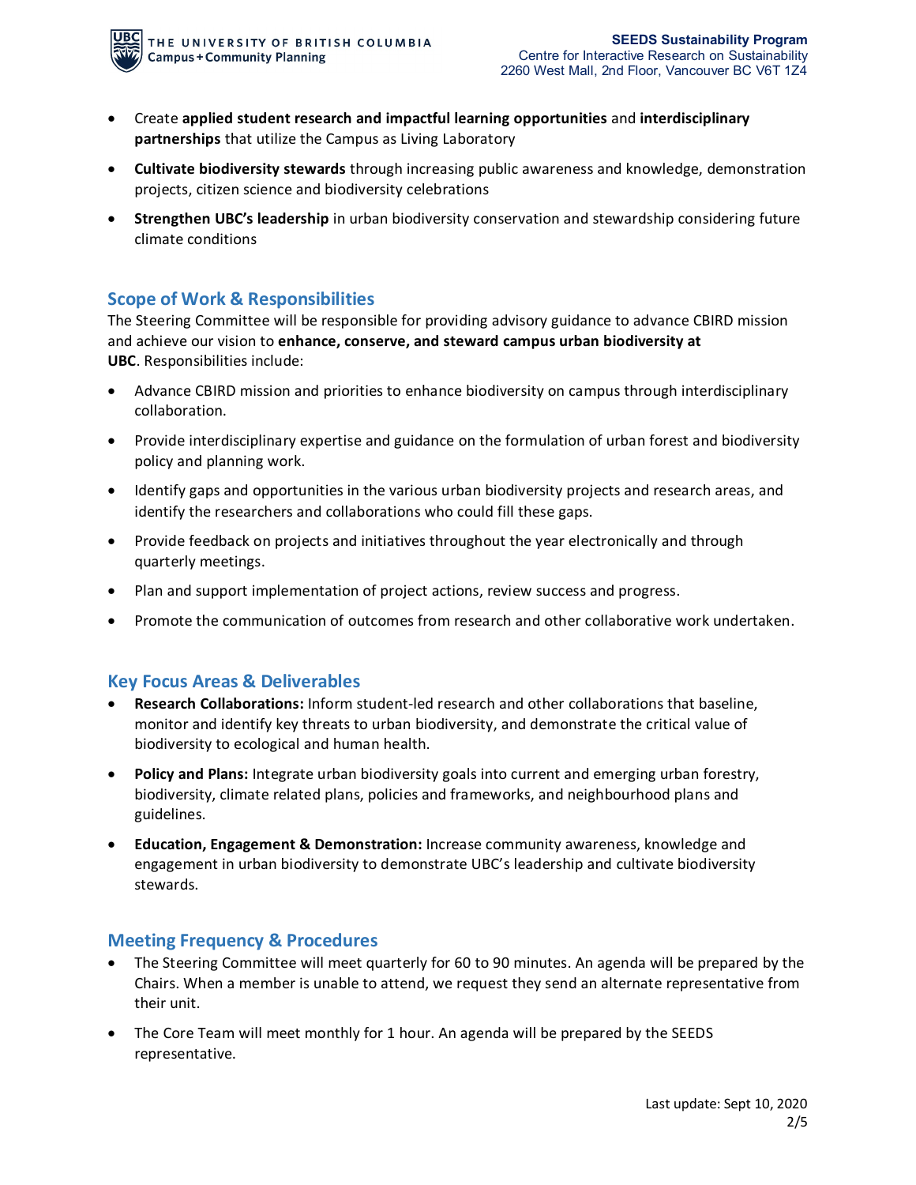- Create **applied student research and impactful learning opportunities** and **interdisciplinary partnerships** that utilize the Campus as Living Laboratory
- **Cultivate biodiversity stewards** through increasing public awareness and knowledge, demonstration projects, citizen science and biodiversity celebrations
- **Strengthen UBC's leadership** in urban biodiversity conservation and stewardship considering future climate conditions

## Scope of Work & Responsibilities

The Steering Committee will be responsible for providing advisory guidance to advance CBIRD mission and achieve our vision to **enhance, conserve, and steward campus urban biodiversity at UBC**. Responsibilities include:

- Advance CBIRD mission and priorities to enhance biodiversity on campus through interdisciplinary collaboration.
- Provide interdisciplinary expertise and guidance on the formulation of urban forest and biodiversity policy and planning work.
- Identify gaps and opportunities in the various urban biodiversity projects and research areas, and identify the researchers and collaborations who could fill these gaps.
- Provide feedback on projects and initiatives throughout the year electronically and through quarterly meetings.
- Plan and support implementation of project actions, review success and progress.
- Promote the communication of outcomes from research and other collaborative work undertaken.

## Key Focus Areas & Deliverables

- **Research Collaborations:** Inform student-led research and other collaborations that baseline, monitor and identify key threats to urban biodiversity, and demonstrate the critical value of biodiversity to ecological and human health.
- **Policy and Plans:** Integrate urban biodiversity goals into current and emerging urban forestry, biodiversity, climate related plans, policies and frameworks, and neighbourhood plans and guidelines.
- **Education, Engagement & Demonstration:** Increase community awareness, knowledge and engagement in urban biodiversity to demonstrate UBC's leadership and cultivate biodiversity stewards.

## Meeting Frequency & Procedures

- The Steering Committee will meet quarterly for 60 to 90 minutes. An agenda will be prepared by the Chairs. When a member is unable to attend, we request they send an alternate representative from their unit.
- The Core Team will meet monthly for 1 hour. An agenda will be prepared by the SEEDS representative.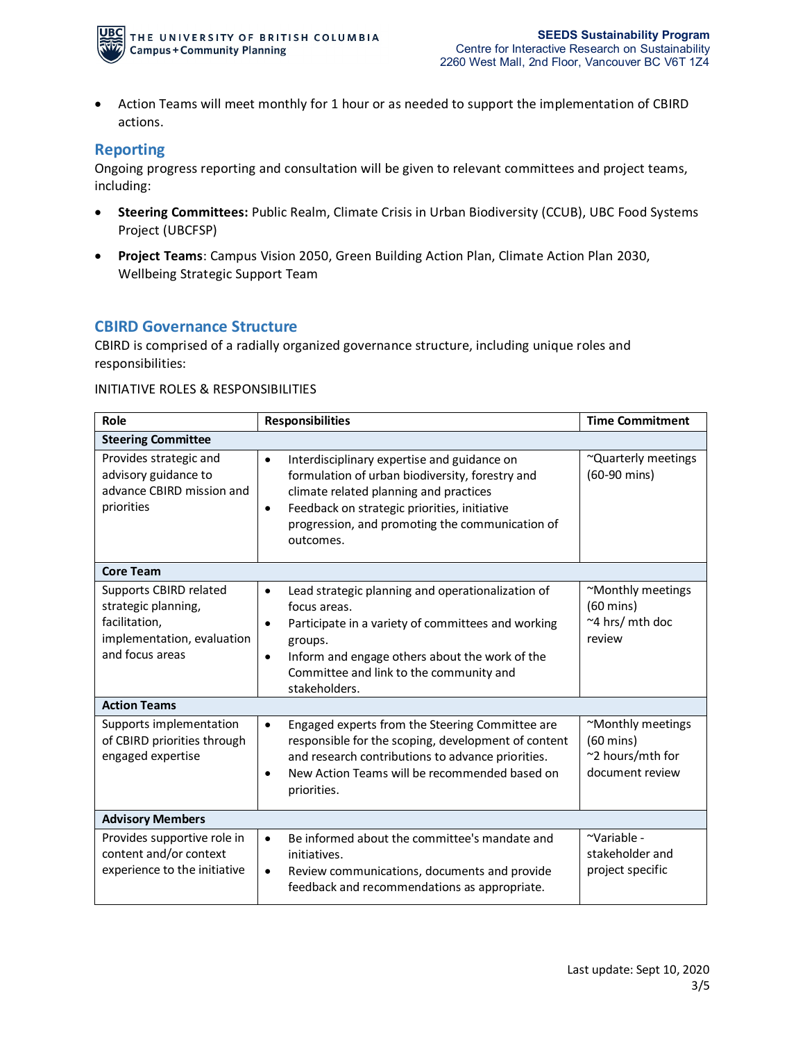- Action Teams will meet monthly for 1 hour or as needed to support the implementation of CBIRD actions.

## Reporting

Ongoing progress reporting and consultation will be given to relevant committees and project teams, including:

- **Steering Committees:** Public Realm, Climate Crisis in Urban Biodiversity (CCUB), UBC Food Systems Project (UBCFSP)
- **Project Teams**: Campus Vision 2050, Green Building Action Plan, Climate Action Plan 2030, Wellbeing Strategic Support Team

## CBIRD Governance Structure

CBIRD is comprised of a radially organized governance structure, including unique roles and responsibilities:

INITIATIVE ROLES & RESPONSIBILITIES

| Role | Responsibilities | Time Commitment |
|---|---|---|
| **Steering Committee** | | |
| Provides strategic and advisory guidance to advance CBIRD mission and priorities | • Interdisciplinary expertise and guidance on formulation of urban biodiversity, forestry and climate related planning and practices<br>• Feedback on strategic priorities, initiative progression, and promoting the communication of outcomes. | ~Quarterly meetings (60-90 mins) |
| **Core Team** | | |
| Supports CBIRD related strategic planning, facilitation, implementation, evaluation and focus areas | • Lead strategic planning and operationalization of focus areas.<br>• Participate in a variety of committees and working groups.<br>• Inform and engage others about the work of the Committee and link to the community and stakeholders. | ~Monthly meetings (60 mins)<br>~4 hrs/ mth doc review |
| **Action Teams** | | |
| Supports implementation of CBIRD priorities through engaged expertise | • Engaged experts from the Steering Committee are responsible for the scoping, development of content and research contributions to advance priorities.<br>• New Action Teams will be recommended based on priorities. | ~Monthly meetings (60 mins)<br>~2 hours/mth for document review |
| **Advisory Members** | | |
| Provides supportive role in content and/or context experience to the initiative | • Be informed about the committee's mandate and initiatives.<br>• Review communications, documents and provide feedback and recommendations as appropriate. | ~Variable - stakeholder and project specific |

Last update: Sept 10, 2020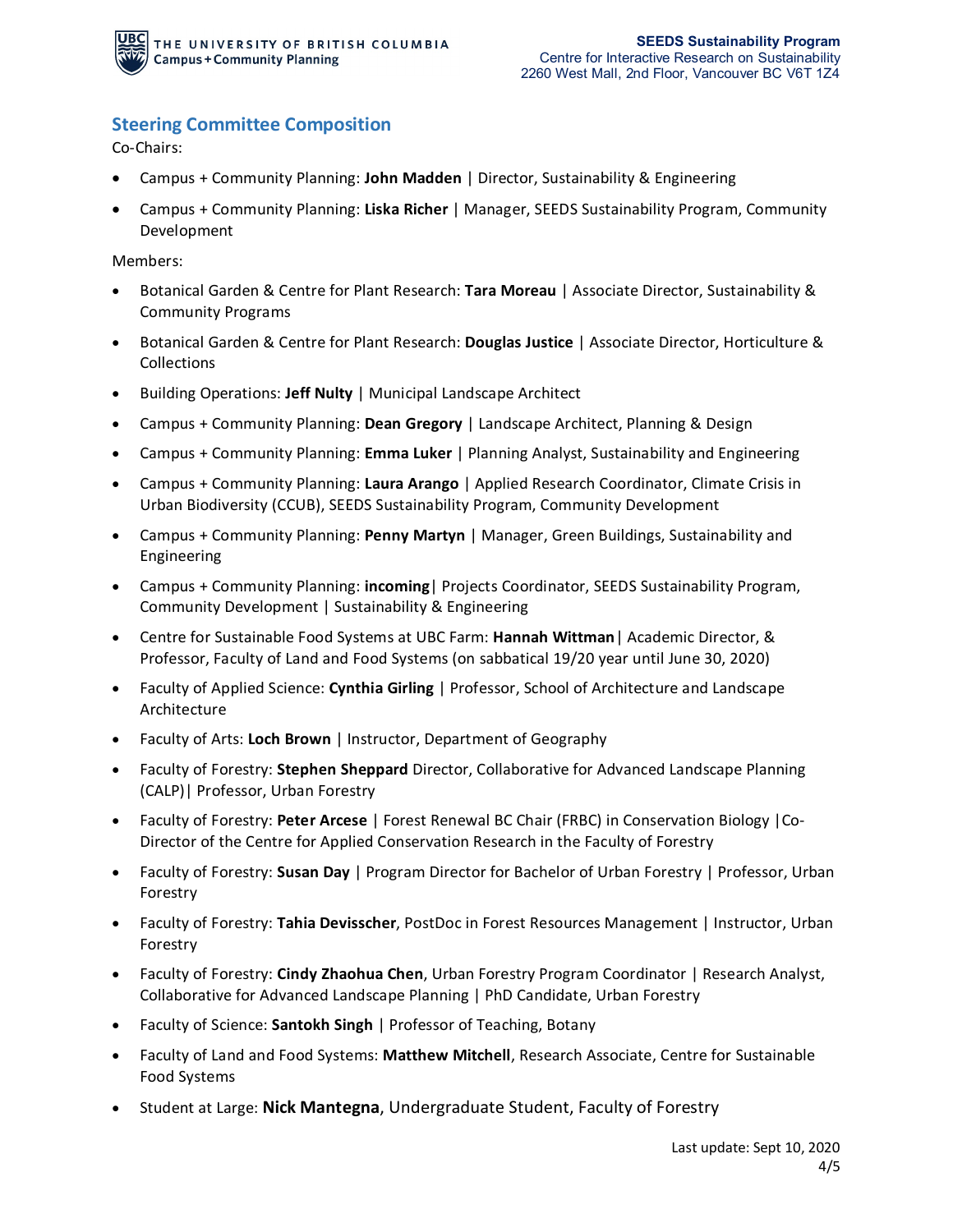## Steering Committee Composition

Co-Chairs:

- Campus + Community Planning: **John Madden** | Director, Sustainability & Engineering
- Campus + Community Planning: **Liska Richer** | Manager, SEEDS Sustainability Program, Community Development

Members:

- Botanical Garden & Centre for Plant Research: **Tara Moreau** | Associate Director, Sustainability & Community Programs
- Botanical Garden & Centre for Plant Research: **Douglas Justice** | Associate Director, Horticulture & Collections
- Building Operations: **Jeff Nulty** | Municipal Landscape Architect
- Campus + Community Planning: **Dean Gregory** | Landscape Architect, Planning & Design
- Campus + Community Planning: **Emma Luker** | Planning Analyst, Sustainability and Engineering
- Campus + Community Planning: **Laura Arango** | Applied Research Coordinator, Climate Crisis in Urban Biodiversity (CCUB), SEEDS Sustainability Program, Community Development
- Campus + Community Planning: **Penny Martyn** | Manager, Green Buildings, Sustainability and Engineering
- Campus + Community Planning: **incoming**| Projects Coordinator, SEEDS Sustainability Program, Community Development | Sustainability & Engineering
- Centre for Sustainable Food Systems at UBC Farm: **Hannah Wittman**| Academic Director, & Professor, Faculty of Land and Food Systems (on sabbatical 19/20 year until June 30, 2020)
- Faculty of Applied Science: **Cynthia Girling** | Professor, School of Architecture and Landscape Architecture
- Faculty of Arts: **Loch Brown** | Instructor, Department of Geography
- Faculty of Forestry: **Stephen Sheppard** Director, Collaborative for Advanced Landscape Planning (CALP)| Professor, Urban Forestry
- Faculty of Forestry: **Peter Arcese** | Forest Renewal BC Chair (FRBC) in Conservation Biology |Co-Director of the Centre for Applied Conservation Research in the Faculty of Forestry
- Faculty of Forestry: **Susan Day** | Program Director for Bachelor of Urban Forestry | Professor, Urban Forestry
- Faculty of Forestry: **Tahia Devisscher**, PostDoc in Forest Resources Management | Instructor, Urban Forestry
- Faculty of Forestry: **Cindy Zhaohua Chen**, Urban Forestry Program Coordinator | Research Analyst, Collaborative for Advanced Landscape Planning | PhD Candidate, Urban Forestry
- Faculty of Science: **Santokh Singh** | Professor of Teaching, Botany
- Faculty of Land and Food Systems: **Matthew Mitchell**, Research Associate, Centre for Sustainable Food Systems
- Student at Large: **Nick Mantegna**, Undergraduate Student, Faculty of Forestry

Last update: Sept 10, 2020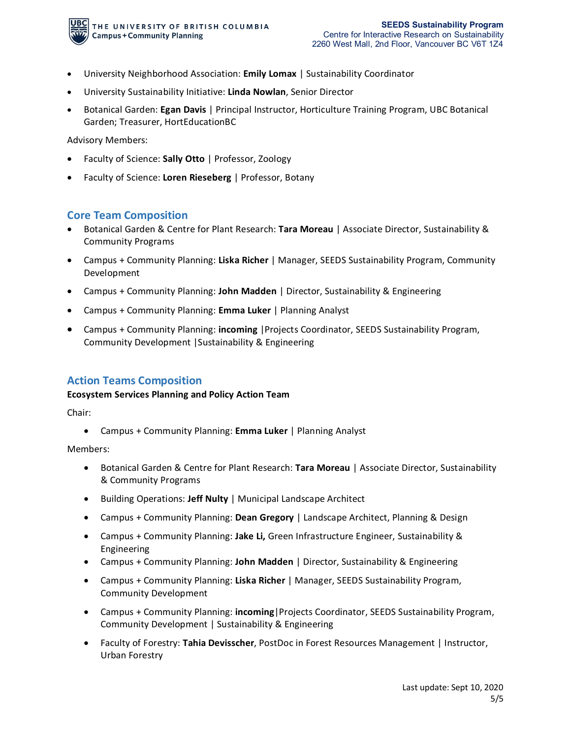- University Neighborhood Association: **Emily Lomax** | Sustainability Coordinator
- University Sustainability Initiative: **Linda Nowlan**, Senior Director
- Botanical Garden: **Egan Davis** | Principal Instructor, Horticulture Training Program, UBC Botanical Garden; Treasurer, HortEducationBC

Advisory Members:

- Faculty of Science: **Sally Otto** | Professor, Zoology
- Faculty of Science: **Loren Rieseberg** | Professor, Botany

## Core Team Composition

- Botanical Garden & Centre for Plant Research: **Tara Moreau** | Associate Director, Sustainability & Community Programs
- Campus + Community Planning: **Liska Richer** | Manager, SEEDS Sustainability Program, Community Development
- Campus + Community Planning: **John Madden** | Director, Sustainability & Engineering
- Campus + Community Planning: **Emma Luker** | Planning Analyst
- Campus + Community Planning: **incoming** |Projects Coordinator, SEEDS Sustainability Program, Community Development |Sustainability & Engineering

## Action Teams Composition

**Ecosystem Services Planning and Policy Action Team**

Chair:

- Campus + Community Planning: **Emma Luker** | Planning Analyst

Members:

- Botanical Garden & Centre for Plant Research: **Tara Moreau** | Associate Director, Sustainability & Community Programs
- Building Operations: **Jeff Nulty** | Municipal Landscape Architect
- Campus + Community Planning: **Dean Gregory** | Landscape Architect, Planning & Design
- Campus + Community Planning: **Jake Li,** Green Infrastructure Engineer, Sustainability & Engineering
- Campus + Community Planning: **John Madden** | Director, Sustainability & Engineering
- Campus + Community Planning: **Liska Richer** | Manager, SEEDS Sustainability Program, Community Development
- Campus + Community Planning: **incoming**|Projects Coordinator, SEEDS Sustainability Program, Community Development | Sustainability & Engineering
- Faculty of Forestry: **Tahia Devisscher**, PostDoc in Forest Resources Management | Instructor, Urban Forestry

Last update: Sept 10, 2020